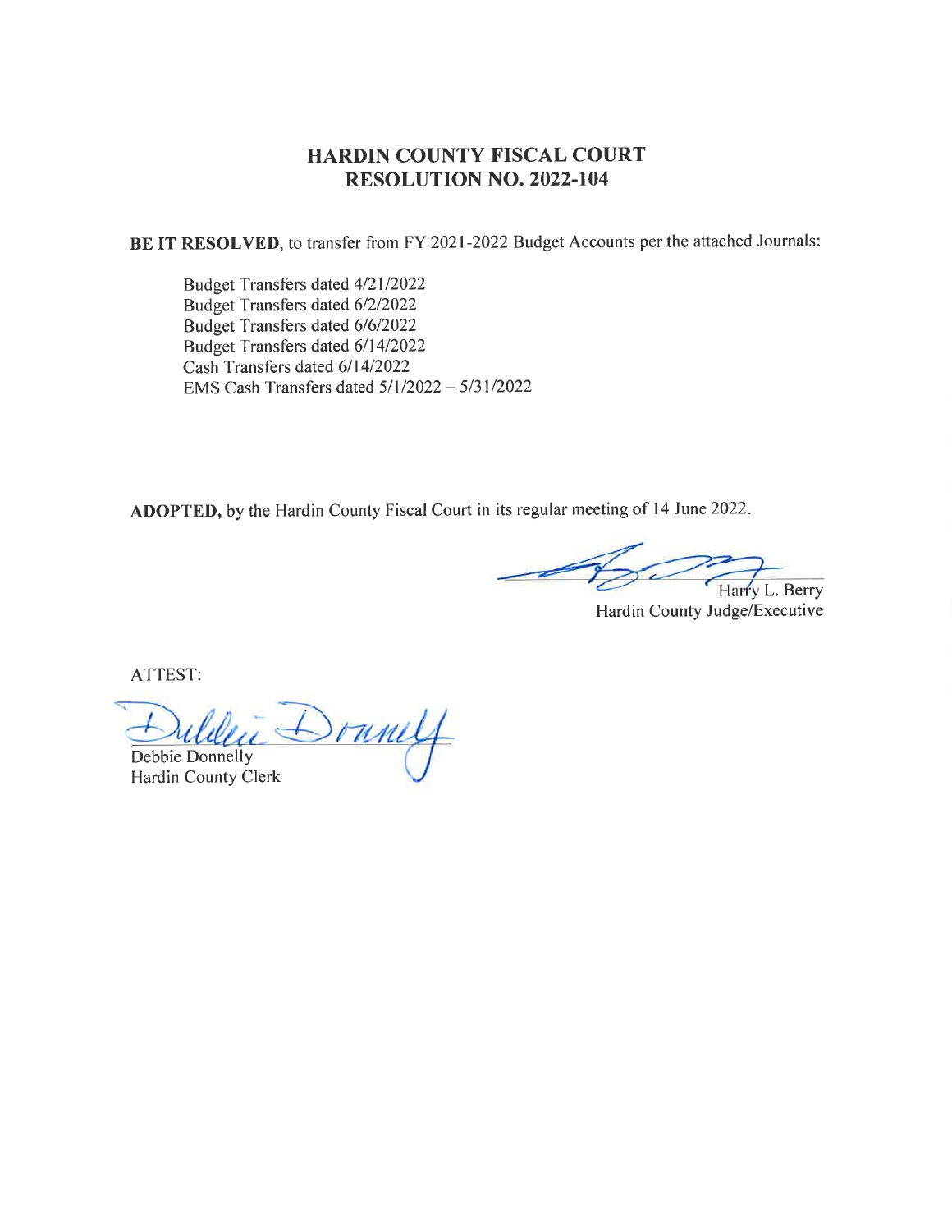# HARDIN COUNTY FISCAL COURT
# RESOLUTION NO. 2022-104

**BE IT RESOLVED**, to transfer from FY 2021-2022 Budget Accounts per the attached Journals:

Budget Transfers dated 4/21/2022
Budget Transfers dated 6/2/2022
Budget Transfers dated 6/6/2022
Budget Transfers dated 6/14/2022
Cash Transfers dated 6/14/2022
EMS Cash Transfers dated 5/1/2022 – 5/31/2022

**ADOPTED,** by the Hardin County Fiscal Court in its regular meeting of 14 June 2022.

Harry L. Berry
Hardin County Judge/Executive

ATTEST:

Debbie Donnelly
Hardin County Clerk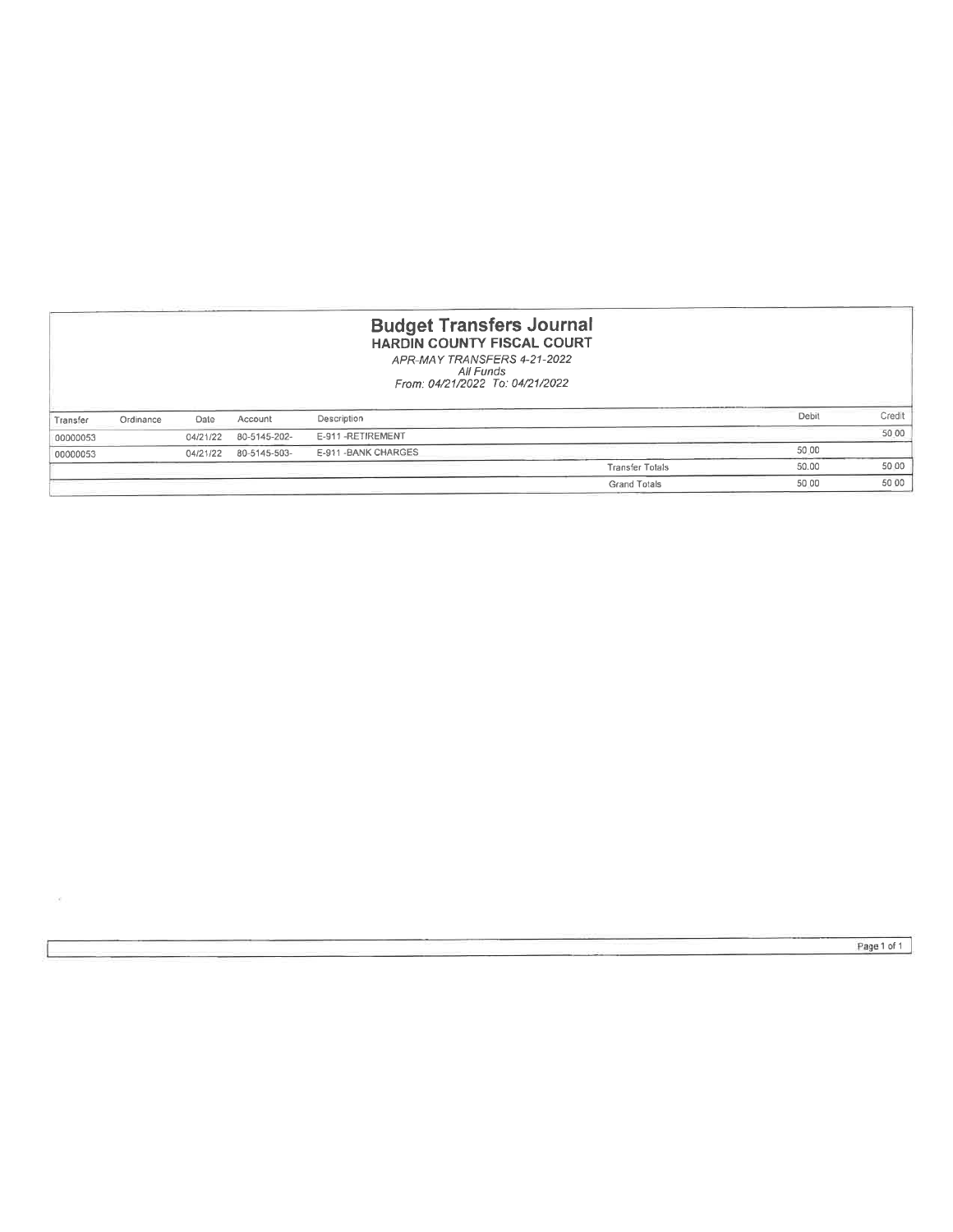# Budget Transfers Journal

## HARDIN COUNTY FISCAL COURT

*APR-MAY TRANSFERS 4-21-2022*
*All Funds*
*From: 04/21/2022 To: 04/21/2022*

| Transfer | Ordinance | Date | Account | Description | Debit | Credit |
|---|---|---|---|---|---|---|
| 00000053 | | 04/21/22 | 80-5145-202- | E-911 -RETIREMENT | | 50 00 |
| 00000053 | | 04/21/22 | 80-5145-503- | E-911 -BANK CHARGES | 50 00 | |
| | | | | Transfer Totals | 50.00 | 50 00 |
| | | | | Grand Totals | 50 00 | 50 00 |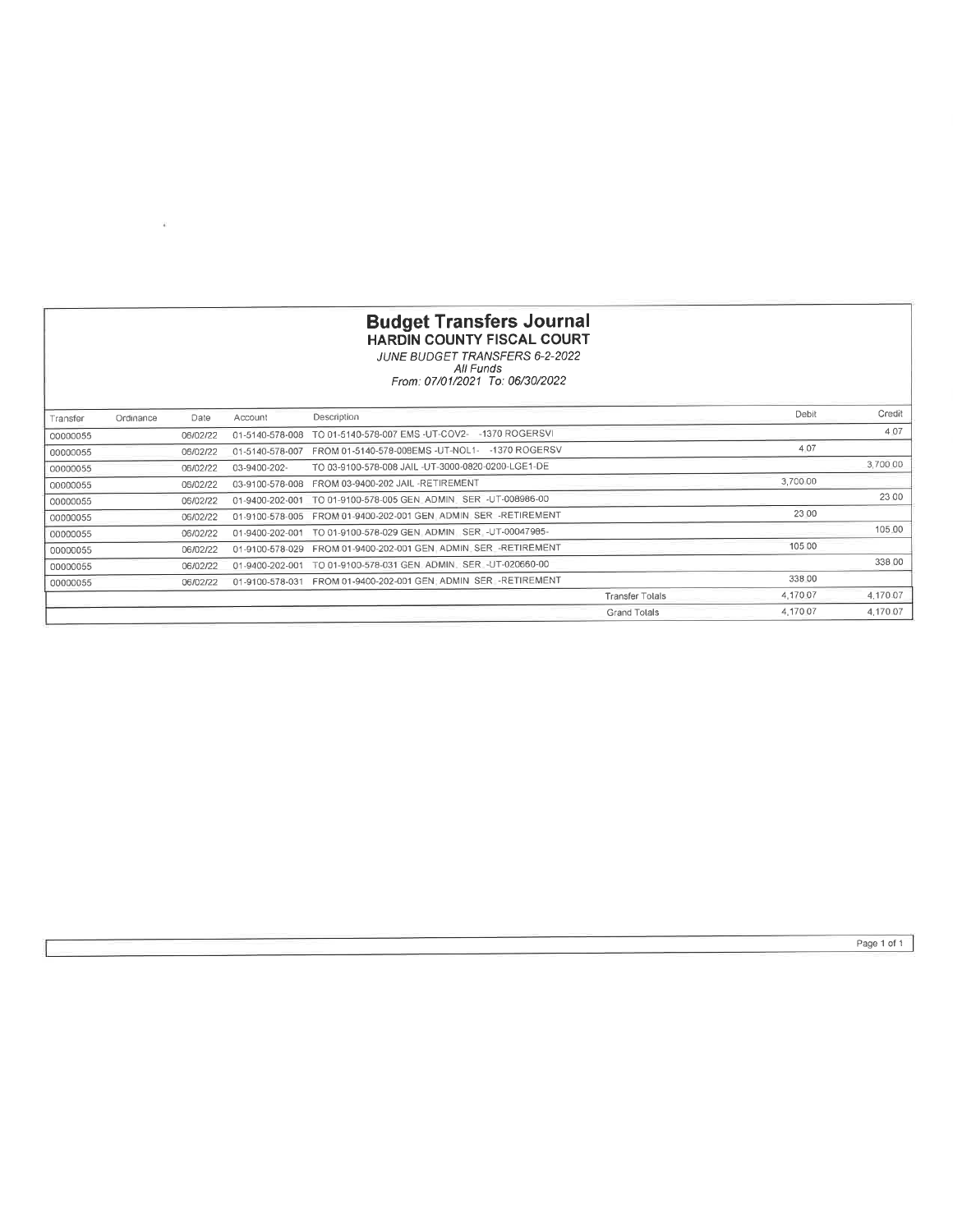# Budget Transfers Journal

## HARDIN COUNTY FISCAL COURT

*JUNE BUDGET TRANSFERS 6-2-2022*
*All Funds*
*From: 07/01/2021 To: 06/30/2022*

| Transfer | Ordinance | Date | Account | Description | Debit | Credit |
|---|---|---|---|---|---|---|
| 00000055 | | 06/02/22 | 01-5140-578-008 | TO 01-5140-578-007 EMS -UT-COV2- -1370 ROGERSVI | | 4.07 |
| 00000055 | | 06/02/22 | 01-5140-578-007 | FROM 01-5140-578-008EMS -UT-NOL1- -1370 ROGERSV | 4.07 | |
| 00000055 | | 06/02/22 | 03-9400-202- | TO 03-9100-578-008 JAIL -UT-3000-0820-0200-LGE1-DE | | 3,700.00 |
| 00000055 | | 06/02/22 | 03-9100-578-008 | FROM 03-9400-202 JAIL -RETIREMENT | 3,700.00 | |
| 00000055 | | 06/02/22 | 01-9400-202-001 | TO 01-9100-578-005 GEN. ADMIN. SER. -UT-008986-00 | | 23.00 |
| 00000055 | | 06/02/22 | 01-9100-578-005 | FROM 01-9400-202-001 GEN. ADMIN. SER. -RETIREMENT | 23.00 | |
| 00000055 | | 06/02/22 | 01-9400-202-001 | TO 01-9100-578-029 GEN. ADMIN. SER. -UT-00047985- | | 105.00 |
| 00000055 | | 06/02/22 | 01-9100-578-029 | FROM 01-9400-202-001 GEN. ADMIN. SER. -RETIREMENT | 105.00 | |
| 00000055 | | 06/02/22 | 01-9400-202-001 | TO 01-9100-578-031 GEN. ADMIN. SER. -UT-020660-00 | | 338.00 |
| 00000055 | | 06/02/22 | 01-9100-578-031 | FROM 01-9400-202-001 GEN. ADMIN. SER. -RETIREMENT | 338.00 | |
| | | | | Transfer Totals | 4,170.07 | 4,170.07 |
| | | | | Grand Totals | 4,170.07 | 4,170.07 |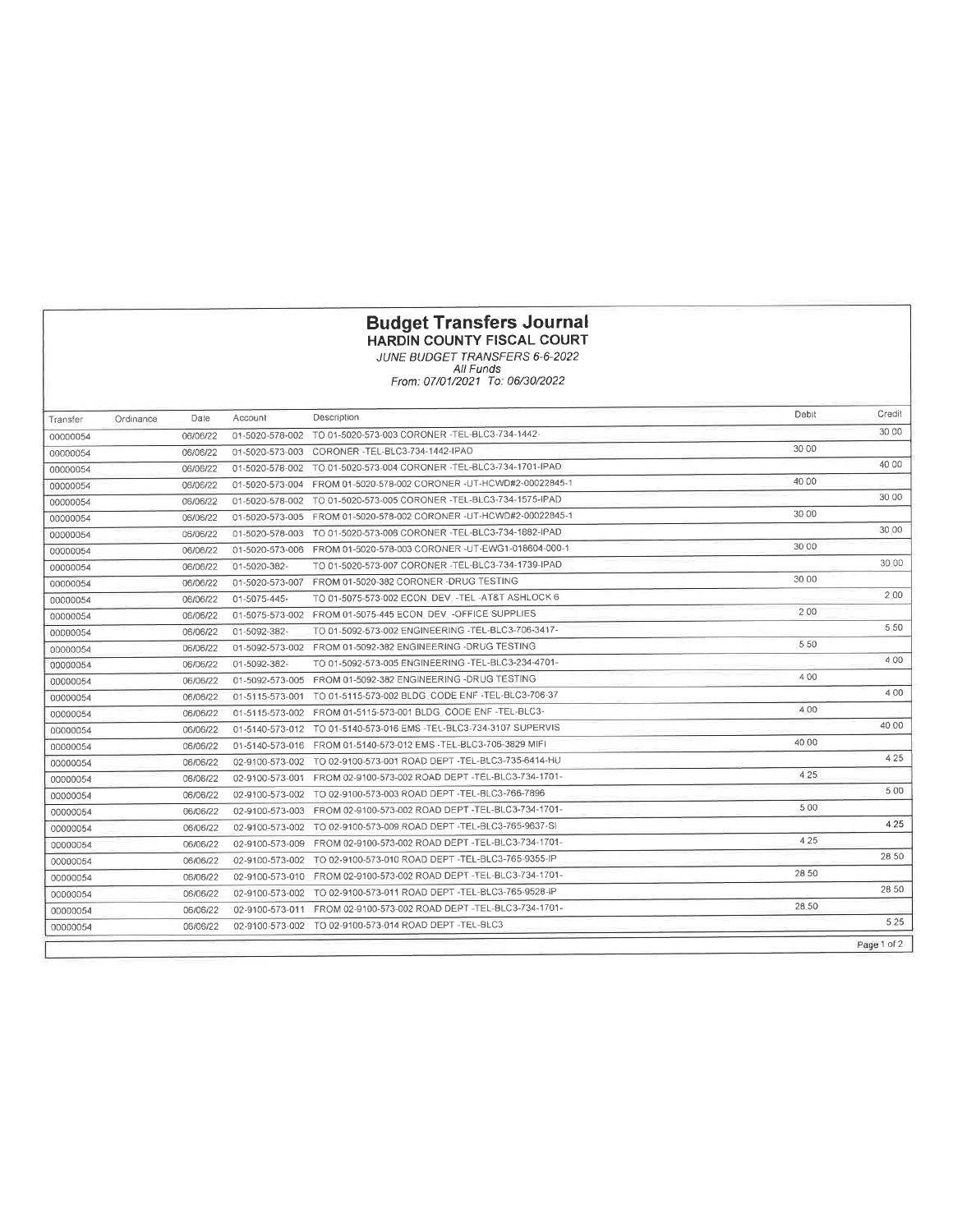# Budget Transfers Journal

## HARDIN COUNTY FISCAL COURT

*JUNE BUDGET TRANSFERS 6-6-2022*
*All Funds*
*From: 07/01/2021 To: 06/30/2022*

| Transfer | Ordinance | Date | Account | Description | Debit | Credit |
|---|---|---|---|---|---|---|
| 00000054 | | 06/06/22 | 01-5020-578-002 | TO 01-5020-573-003 CORONER -TEL-BLC3-734-1442- | | 30.00 |
| 00000054 | | 06/06/22 | 01-5020-573-003 | CORONER -TEL-BLC3-734-1442-IPAD | 30.00 | |
| 00000054 | | 06/06/22 | 01-5020-578-002 | TO 01-5020-573-004 CORONER -TEL-BLC3-734-1701-IPAD | | 40.00 |
| 00000054 | | 06/06/22 | 01-5020-573-004 | FROM 01-5020-578-002 CORONER -UT-HCWD#2-00022845-1 | 40.00 | |
| 00000054 | | 06/06/22 | 01-5020-578-002 | TO 01-5020-573-005 CORONER -TEL-BLC3-734-1575-IPAD | | 30.00 |
| 00000054 | | 06/06/22 | 01-5020-573-005 | FROM 01-5020-578-002 CORONER -UT-HCWD#2-00022845-1 | 30.00 | |
| 00000054 | | 06/06/22 | 01-5020-578-003 | TO 01-5020-573-006 CORONER -TEL-BLC3-734-1882-IPAD | | 30.00 |
| 00000054 | | 06/06/22 | 01-5020-573-006 | FROM 01-5020-578-003 CORONER -UT-EWG1-018604-000-1 | 30.00 | |
| 00000054 | | 06/06/22 | 01-5020-382- | TO 01-5020-573-007 CORONER -TEL-BLC3-734-1739-IPAD | | 30.00 |
| 00000054 | | 06/06/22 | 01-5020-573-007 | FROM 01-5020-382 CORONER -DRUG TESTING | 30.00 | |
| 00000054 | | 06/06/22 | 01-5075-445- | TO 01-5075-573-002 ECON. DEV. -TEL -AT&T ASHLOCK 6 | | 2.00 |
| 00000054 | | 06/06/22 | 01-5075-573-002 | FROM 01-5075-445 ECON. DEV. -OFFICE SUPPLIES | 2.00 | |
| 00000054 | | 06/06/22 | 01-5092-382- | TO 01-5092-573-002 ENGINEERING -TEL-BLC3-706-3417- | | 5.50 |
| 00000054 | | 06/06/22 | 01-5092-573-002 | FROM 01-5092-382 ENGINEERING -DRUG TESTING | 5.50 | |
| 00000054 | | 06/06/22 | 01-5092-382- | TO 01-5092-573-005 ENGINEERING -TEL-BLC3-234-4701- | | 4.00 |
| 00000054 | | 06/06/22 | 01-5092-573-005 | FROM 01-5092-382 ENGINEERING -DRUG TESTING | 4.00 | |
| 00000054 | | 06/06/22 | 01-5115-573-001 | TO 01-5115-573-002 BLDG. CODE ENF -TEL-BLC3-706-37 | | 4.00 |
| 00000054 | | 06/06/22 | 01-5115-573-002 | FROM 01-5115-573-001 BLDG. CODE ENF -TEL-BLC3- | 4.00 | |
| 00000054 | | 06/06/22 | 01-5140-573-012 | TO 01-5140-573-016 EMS -TEL-BLC3-734-3107 SUPERVIS | | 40.00 |
| 00000054 | | 06/06/22 | 01-5140-573-016 | FROM 01-5140-573-012 EMS -TEL-BLC3-706-3829 MIFI | 40.00 | |
| 00000054 | | 06/06/22 | 02-9100-573-002 | TO 02-9100-573-001 ROAD DEPT -TEL-BLC3-735-6414-HU | | 4.25 |
| 00000054 | | 06/06/22 | 02-9100-573-001 | FROM 02-9100-573-002 ROAD DEPT -TEL-BLC3-734-1701- | 4.25 | |
| 00000054 | | 06/06/22 | 02-9100-573-002 | TO 02-9100-573-003 ROAD DEPT -TEL-BLC3-766-7896 | | 5.00 |
| 00000054 | | 06/06/22 | 02-9100-573-003 | FROM 02-9100-573-002 ROAD DEPT -TEL-BLC3-734-1701- | 5.00 | |
| 00000054 | | 06/06/22 | 02-9100-573-002 | TO 02-9100-573-009 ROAD DEPT -TEL-BLC3-765-9637-SI | | 4.25 |
| 00000054 | | 06/06/22 | 02-9100-573-009 | FROM 02-9100-573-002 ROAD DEPT -TEL-BLC3-734-1701- | 4.25 | |
| 00000054 | | 06/06/22 | 02-9100-573-002 | TO 02-9100-573-010 ROAD DEPT -TEL-BLC3-765-9355-IP | | 28.50 |
| 00000054 | | 06/06/22 | 02-9100-573-010 | FROM 02-9100-573-002 ROAD DEPT -TEL-BLC3-734-1701- | 28.50 | |
| 00000054 | | 06/06/22 | 02-9100-573-002 | TO 02-9100-573-011 ROAD DEPT -TEL-BLC3-765-9528-IP | | 28.50 |
| 00000054 | | 06/06/22 | 02-9100-573-011 | FROM 02-9100-573-002 ROAD DEPT -TEL-BLC3-734-1701- | 28.50 | |
| 00000054 | | 06/06/22 | 02-9100-573-002 | TO 02-9100-573-014 ROAD DEPT -TEL-BLC3 | | 5.25 |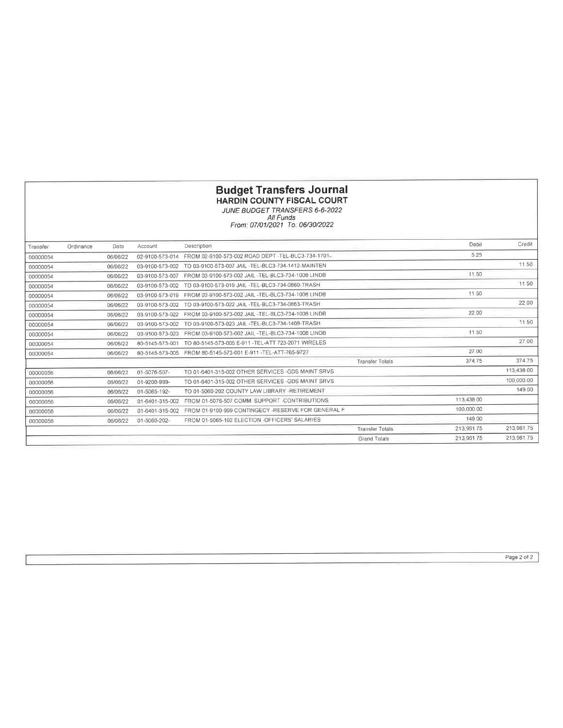# Budget Transfers Journal

## HARDIN COUNTY FISCAL COURT

*JUNE BUDGET TRANSFERS 6-6-2022*
*All Funds*
*From: 07/01/2021 To: 06/30/2022*

| Transfer | Ordinance | Date | Account | Description | | Debit | Credit |
|---|---|---|---|---|---|---|---|
| 00000054 | | 06/06/22 | 02-9100-573-014 | FROM 02-9100-573-002 ROAD DEPT -TEL-BLC3-734-1701- | | 5.25 | |
| 00000054 | | 06/06/22 | 03-9100-573-002 | TO 03-9100-573-007 JAIL -TEL-BLC3-734-1412-MAINTEN | | | 11.50 |
| 00000054 | | 06/06/22 | 03-9100-573-007 | FROM 03-9100-573-002 JAIL -TEL-BLC3-734-1008 LINDB | | 11.50 | |
| 00000054 | | 06/06/22 | 03-9100-573-002 | TO 03-9100-573-019 JAIL -TEL-BLC3-734-0860-TRASH | | | 11.50 |
| 00000054 | | 06/06/22 | 03-9100-573-019 | FROM 03-9100-573-002 JAIL -TEL-BLC3-734-1008 LINDB | | 11.50 | |
| 00000054 | | 06/06/22 | 03-9100-573-002 | TO 03-9100-573-022 JAIL -TEL-BLC3-734-0863-TRASH | | | 22.00 |
| 00000054 | | 06/06/22 | 03-9100-573-022 | FROM 03-9100-573-002 JAIL -TEL-BLC3-734-1008 LINDB | | 22.00 | |
| 00000054 | | 06/06/22 | 03-9100-573-002 | TO 03-9100-573-023 JAIL -TEL-BLC3-734-1408-TRASH | | | 11.50 |
| 00000054 | | 06/06/22 | 03-9100-573-023 | FROM 03-9100-573-002 JAIL -TEL-BLC3-734-1008 LINDB | | 11.50 | |
| 00000054 | | 06/06/22 | 80-5145-573-001 | TO 80-5145-573-005 E-911 -TEL-ATT 723-2071 WIRELES | | | 27.00 |
| 00000054 | | 06/06/22 | 80-5145-573-005 | FROM 80-5145-573-001 E-911 -TEL-ATT-765-9727 | | 27.00 | |
| | | | | | Transfer Totals | 374.75 | 374.75 |
| 00000056 | | 06/06/22 | 01-5076-507- | TO 01-6401-315-002 OTHER SERVICES -GDS MAINT SRVS | | | 113,438.00 |
| 00000056 | | 06/06/22 | 01-9200-999- | TO 01-6401-315-002 OTHER SERVICES -GDS MAINT SRVS | | | 100,000.00 |
| 00000056 | | 06/06/22 | 01-5065-192- | TO 01-5060-202 COUNTY LAW LIBRARY -RETIREMENT | | | 149.00 |
| 00000056 | | 06/06/22 | 01-6401-315-002 | FROM 01-5076-507 COMM. SUPPORT -CONTRIBUTIONS | | 113,438.00 | |
| 00000056 | | 06/06/22 | 01-6401-315-002 | FROM 01-9100-999 CONTINGECY -RESERVE FOR GENERAL F | | 100,000.00 | |
| 00000056 | | 06/06/22 | 01-5060-202- | FROM 01-5065-192 ELECTION -OFFICERS' SALARIES | | 149.00 | |
| | | | | | Transfer Totals | 213,961.75 | 213,961.75 |
| | | | | | Grand Totals | 213,961.75 | 213,961.75 |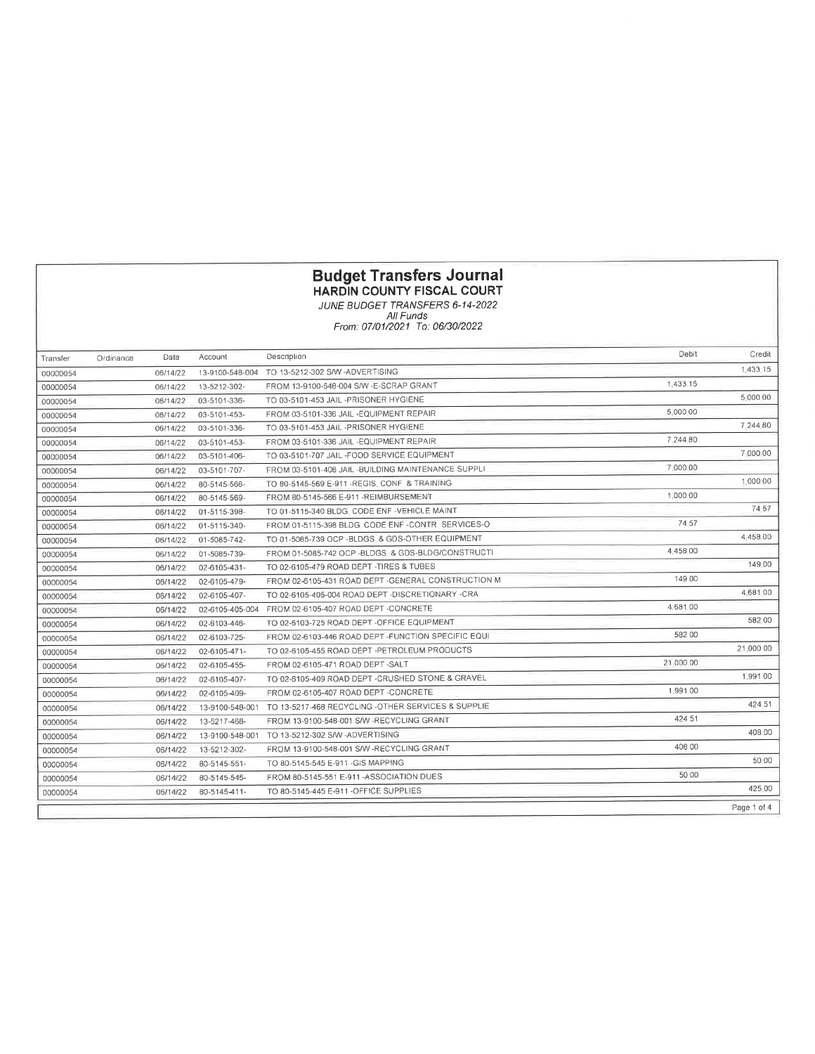# Budget Transfers Journal

## HARDIN COUNTY FISCAL COURT

*JUNE BUDGET TRANSFERS 6-14-2022*
*All Funds*
*From: 07/01/2021 To: 06/30/2022*

| Transfer | Ordinance | Date | Account | Description | Debit | Credit |
|---|---|---|---|---|---|---|
| 00000054 | | 06/14/22 | 13-9100-548-004 | TO 13-5212-302 S/W -ADVERTISING | | 1,433.15 |
| 00000054 | | 06/14/22 | 13-5212-302- | FROM 13-9100-548-004 S/W -E-SCRAP GRANT | 1,433.15 | |
| 00000054 | | 06/14/22 | 03-5101-336- | TO 03-5101-453 JAIL -PRISONER HYGIENE | | 5,000.00 |
| 00000054 | | 06/14/22 | 03-5101-453- | FROM 03-5101-336 JAIL -EQUIPMENT REPAIR | 5,000.00 | |
| 00000054 | | 06/14/22 | 03-5101-336- | TO 03-5101-453 JAIL -PRISONER HYGIENE | | 7,244.80 |
| 00000054 | | 06/14/22 | 03-5101-453- | FROM 03-5101-336 JAIL -EQUIPMENT REPAIR | 7,244.80 | |
| 00000054 | | 06/14/22 | 03-5101-406- | TO 03-5101-707 JAIL -FOOD SERVICE EQUIPMENT | | 7,000.00 |
| 00000054 | | 06/14/22 | 03-5101-707- | FROM 03-5101-406 JAIL -BUILDING MAINTENANCE SUPPLI | 7,000.00 | |
| 00000054 | | 06/14/22 | 80-5145-566- | TO 80-5145-569 E-911 -REGIS. CONF & TRAINING | | 1,000.00 |
| 00000054 | | 06/14/22 | 80-5145-569- | FROM 80-5145-566 E-911 -REIMBURSEMENT | 1,000.00 | |
| 00000054 | | 06/14/22 | 01-5115-398- | TO 01-5115-340 BLDG. CODE ENF -VEHICLE MAINT | | 74.57 |
| 00000054 | | 06/14/22 | 01-5115-340- | FROM 01-5115-398 BLDG. CODE ENF -CONTR. SERVICES-O | 74.57 | |
| 00000054 | | 06/14/22 | 01-5085-742- | TO 01-5085-739 OCP -BLDGS. & GDS-OTHER EQUIPMENT | | 4,458.00 |
| 00000054 | | 06/14/22 | 01-5085-739- | FROM 01-5085-742 OCP -BLDGS. & GDS-BLDG/CONSTRUCTI | 4,458.00 | |
| 00000054 | | 06/14/22 | 02-6105-431- | TO 02-6105-479 ROAD DEPT -TIRES & TUBES | | 149.00 |
| 00000054 | | 06/14/22 | 02-6105-479- | FROM 02-6105-431 ROAD DEPT -GENERAL CONSTRUCTION M | 149.00 | |
| 00000054 | | 06/14/22 | 02-6105-407- | TO 02-6105-405-004 ROAD DEPT -DISCRETIONARY -CRA | | 4,681.00 |
| 00000054 | | 06/14/22 | 02-6105-405-004 | FROM 02-6105-407 ROAD DEPT -CONCRETE | 4,681.00 | |
| 00000054 | | 06/14/22 | 02-6103-446- | TO 02-6103-725 ROAD DEPT -OFFICE EQUIPMENT | | 582.00 |
| 00000054 | | 06/14/22 | 02-6103-725- | FROM 02-6103-446 ROAD DEPT -FUNCTION SPECIFIC EQUI | 582.00 | |
| 00000054 | | 06/14/22 | 02-6105-471- | TO 02-6105-455 ROAD DEPT -PETROLEUM PRODUCTS | | 21,000.00 |
| 00000054 | | 06/14/22 | 02-6105-455- | FROM 02-6105-471 ROAD DEPT -SALT | 21,000.00 | |
| 00000054 | | 06/14/22 | 02-6105-407- | TO 02-6105-409 ROAD DEPT -CRUSHED STONE & GRAVEL | | 1,991.00 |
| 00000054 | | 06/14/22 | 02-6105-409- | FROM 02-6105-407 ROAD DEPT -CONCRETE | 1,991.00 | |
| 00000054 | | 06/14/22 | 13-9100-548-001 | TO 13-5217-468 RECYCLING -OTHER SERVICES & SUPPLIE | | 424.51 |
| 00000054 | | 06/14/22 | 13-5217-468- | FROM 13-9100-548-001 S/W -RECYCLING GRANT | 424.51 | |
| 00000054 | | 06/14/22 | 13-9100-548-001 | TO 13-5212-302 S/W -ADVERTISING | | 408.00 |
| 00000054 | | 06/14/22 | 13-5212-302- | FROM 13-9100-548-001 S/W -RECYCLING GRANT | 408.00 | |
| 00000054 | | 06/14/22 | 80-5145-551- | TO 80-5145-545 E-911 -GIS MAPPING | | 50.00 |
| 00000054 | | 06/14/22 | 80-5145-545- | FROM 80-5145-551 E-911 -ASSOCIATION DUES | 50.00 | |
| 00000054 | | 06/14/22 | 80-5145-411- | TO 80-5145-445 E-911 -OFFICE SUPPLIES | | 425.00 |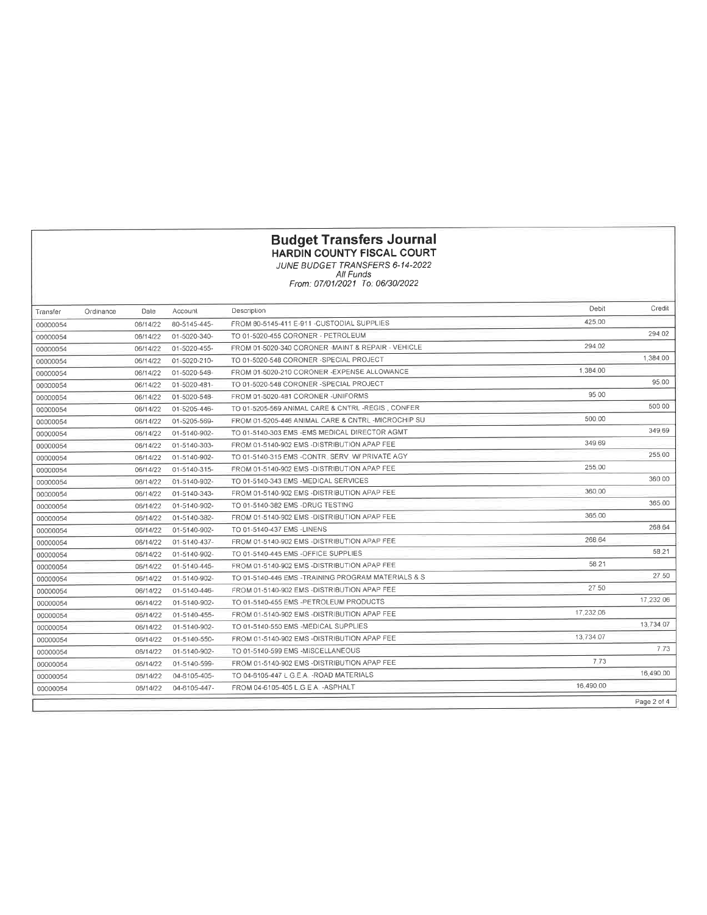# Budget Transfers Journal

## HARDIN COUNTY FISCAL COURT

*JUNE BUDGET TRANSFERS 6-14-2022*
*All Funds*
*From: 07/01/2021 To: 06/30/2022*

| Transfer | Ordinance | Date | Account | Description | Debit | Credit |
|---|---|---|---|---|---|---|
| 00000054 | | 06/14/22 | 80-5145-445- | FROM 80-5145-411 E-911 -CUSTODIAL SUPPLIES | 425.00 | |
| 00000054 | | 06/14/22 | 01-5020-340- | TO 01-5020-455 CORONER - PETROLEUM | | 294.02 |
| 00000054 | | 06/14/22 | 01-5020-455- | FROM 01-5020-340 CORONER -MAINT & REPAIR - VEHICLE | 294.02 | |
| 00000054 | | 06/14/22 | 01-5020-210- | TO 01-5020-548 CORONER -SPECIAL PROJECT | | 1,384.00 |
| 00000054 | | 06/14/22 | 01-5020-548- | FROM 01-5020-210 CORONER -EXPENSE ALLOWANCE | 1,384.00 | |
| 00000054 | | 06/14/22 | 01-5020-481- | TO 01-5020-548 CORONER -SPECIAL PROJECT | | 95.00 |
| 00000054 | | 06/14/22 | 01-5020-548- | FROM 01-5020-481 CORONER -UNIFORMS | 95.00 | |
| 00000054 | | 06/14/22 | 01-5205-446- | TO 01-5205-569 ANIMAL CARE & CNTRL -REGIS , CONFER | | 500.00 |
| 00000054 | | 06/14/22 | 01-5205-569- | FROM 01-5205-446 ANIMAL CARE & CNTRL -MICROCHIP SU | 500.00 | |
| 00000054 | | 06/14/22 | 01-5140-902- | TO 01-5140-303 EMS -EMS MEDICAL DIRECTOR AGMT | | 349.69 |
| 00000054 | | 06/14/22 | 01-5140-303- | FROM 01-5140-902 EMS -DISTRIBUTION APAP FEE | 349.69 | |
| 00000054 | | 06/14/22 | 01-5140-902- | TO 01-5140-315 EMS -CONTR. SERV W/ PRIVATE AGY | | 255.00 |
| 00000054 | | 06/14/22 | 01-5140-315- | FROM 01-5140-902 EMS -DISTRIBUTION APAP FEE | 255.00 | |
| 00000054 | | 06/14/22 | 01-5140-902- | TO 01-5140-343 EMS -MEDICAL SERVICES | | 360.00 |
| 00000054 | | 06/14/22 | 01-5140-343- | FROM 01-5140-902 EMS -DISTRIBUTION APAP FEE | 360.00 | |
| 00000054 | | 06/14/22 | 01-5140-902- | TO 01-5140-382 EMS -DRUG TESTING | | 365.00 |
| 00000054 | | 06/14/22 | 01-5140-382- | FROM 01-5140-902 EMS -DISTRIBUTION APAP FEE | 365.00 | |
| 00000054 | | 06/14/22 | 01-5140-902- | TO 01-5140-437 EMS -LINENS | | 268.64 |
| 00000054 | | 06/14/22 | 01-5140-437- | FROM 01-5140-902 EMS -DISTRIBUTION APAP FEE | 268.64 | |
| 00000054 | | 06/14/22 | 01-5140-902- | TO 01-5140-445 EMS -OFFICE SUPPLIES | | 58.21 |
| 00000054 | | 06/14/22 | 01-5140-445- | FROM 01-5140-902 EMS -DISTRIBUTION APAP FEE | 58.21 | |
| 00000054 | | 06/14/22 | 01-5140-902- | TO 01-5140-446 EMS -TRAINING PROGRAM MATERIALS & S | | 27.50 |
| 00000054 | | 06/14/22 | 01-5140-446- | FROM 01-5140-902 EMS -DISTRIBUTION APAP FEE | 27.50 | |
| 00000054 | | 06/14/22 | 01-5140-902- | TO 01-5140-455 EMS -PETROLEUM PRODUCTS | | 17,232.06 |
| 00000054 | | 06/14/22 | 01-5140-455- | FROM 01-5140-902 EMS -DISTRIBUTION APAP FEE | 17,232.06 | |
| 00000054 | | 06/14/22 | 01-5140-902- | TO 01-5140-550 EMS -MEDICAL SUPPLIES | | 13,734.07 |
| 00000054 | | 06/14/22 | 01-5140-550- | FROM 01-5140-902 EMS -DISTRIBUTION APAP FEE | 13,734.07 | |
| 00000054 | | 06/14/22 | 01-5140-902- | TO 01-5140-599 EMS -MISCELLANEOUS | | 7.73 |
| 00000054 | | 06/14/22 | 01-5140-599- | FROM 01-5140-902 EMS -DISTRIBUTION APAP FEE | 7.73 | |
| 00000054 | | 06/14/22 | 04-6105-405- | TO 04-6105-447 L.G.E.A. -ROAD MATERIALS | | 16,490.00 |
| 00000054 | | 06/14/22 | 04-6105-447- | FROM 04-6105-405 L.G.E.A. -ASPHALT | 16,490.00 | |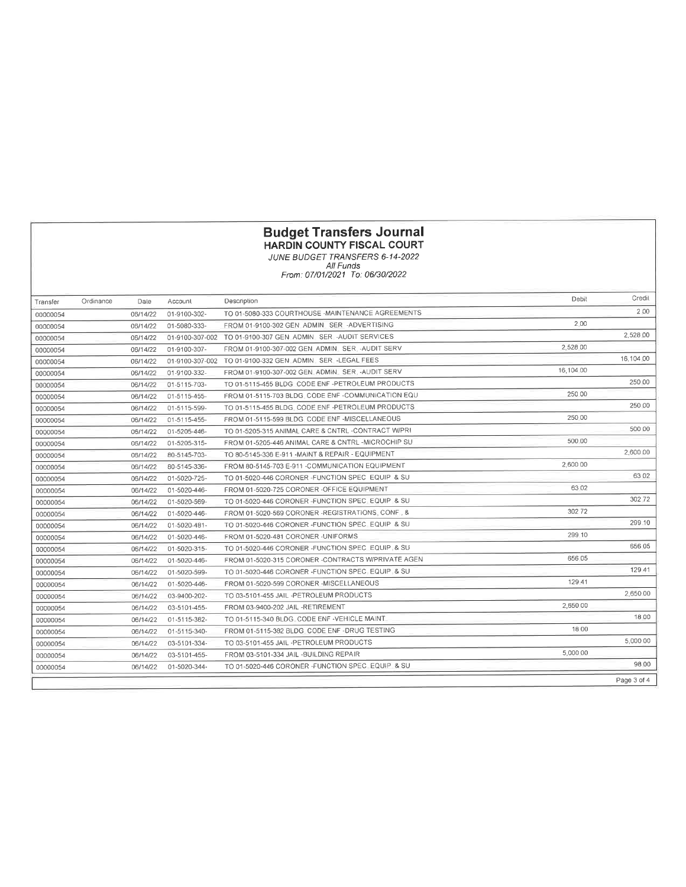# Budget Transfers Journal

## HARDIN COUNTY FISCAL COURT

*JUNE BUDGET TRANSFERS 6-14-2022*
*All Funds*
*From: 07/01/2021 To: 06/30/2022*

| Transfer | Ordinance | Date | Account | Description | Debit | Credit |
|---|---|---|---|---|---|---|
| 00000054 | | 06/14/22 | 01-9100-302- | TO 01-5080-333 COURTHOUSE -MAINTENANCE AGREEMENTS | | 2.00 |
| 00000054 | | 06/14/22 | 01-5080-333- | FROM 01-9100-302 GEN. ADMIN. SER. -ADVERTISING | 2.00 | |
| 00000054 | | 06/14/22 | 01-9100-307-002 | TO 01-9100-307 GEN. ADMIN. SER. -AUDIT SERVICES | | 2,528.00 |
| 00000054 | | 06/14/22 | 01-9100-307- | FROM 01-9100-307-002 GEN. ADMIN. SER. -AUDIT SERV | 2,528.00 | |
| 00000054 | | 06/14/22 | 01-9100-307-002 | TO 01-9100-332 GEN. ADMIN. SER. -LEGAL FEES | | 16,104.00 |
| 00000054 | | 06/14/22 | 01-9100-332- | FROM 01-9100-307-002 GEN. ADMIN. SER. -AUDIT SERV | 16,104.00 | |
| 00000054 | | 06/14/22 | 01-5115-703- | TO 01-5115-455 BLDG. CODE ENF -PETROLEUM PRODUCTS | | 250.00 |
| 00000054 | | 06/14/22 | 01-5115-455- | FROM 01-5115-703 BLDG. CODE ENF -COMMUNICATION EQU | 250.00 | |
| 00000054 | | 06/14/22 | 01-5115-599- | TO 01-5115-455 BLDG. CODE ENF -PETROLEUM PRODUCTS | | 250.00 |
| 00000054 | | 06/14/22 | 01-5115-455- | FROM 01-5115-599 BLDG. CODE ENF -MISCELLANEOUS | 250.00 | |
| 00000054 | | 06/14/22 | 01-5205-446- | TO 01-5205-315 ANIMAL CARE & CNTRL -CONTRACT W/PRI | | 500.00 |
| 00000054 | | 06/14/22 | 01-5205-315- | FROM 01-5205-446 ANIMAL CARE & CNTRL -MICROCHIP SU | 500.00 | |
| 00000054 | | 06/14/22 | 80-5145-703- | TO 80-5145-336 E-911 -MAINT & REPAIR - EQUIPMENT | | 2,600.00 |
| 00000054 | | 06/14/22 | 80-5145-336- | FROM 80-5145-703 E-911 -COMMUNICATION EQUIPMENT | 2,600.00 | |
| 00000054 | | 06/14/22 | 01-5020-725- | TO 01-5020-446 CORONER -FUNCTION SPEC. EQUIP. & SU | | 63.02 |
| 00000054 | | 06/14/22 | 01-5020-446- | FROM 01-5020-725 CORONER -OFFICE EQUIPMENT | 63.02 | |
| 00000054 | | 06/14/22 | 01-5020-569- | TO 01-5020-446 CORONER -FUNCTION SPEC. EQUIP. & SU | | 302.72 |
| 00000054 | | 06/14/22 | 01-5020-446- | FROM 01-5020-569 CORONER -REGISTRATIONS, CONF., & | 302.72 | |
| 00000054 | | 06/14/22 | 01-5020-481- | TO 01-5020-446 CORONER -FUNCTION SPEC. EQUIP. & SU | | 299.10 |
| 00000054 | | 06/14/22 | 01-5020-446- | FROM 01-5020-481 CORONER -UNIFORMS | 299.10 | |
| 00000054 | | 06/14/22 | 01-5020-315- | TO 01-5020-446 CORONER -FUNCTION SPEC. EQUIP. & SU | | 656.05 |
| 00000054 | | 06/14/22 | 01-5020-446- | FROM 01-5020-315 CORONER -CONTRACTS W/PRIVATE AGEN | 656.05 | |
| 00000054 | | 06/14/22 | 01-5020-599- | TO 01-5020-446 CORONER -FUNCTION SPEC. EQUIP. & SU | | 129.41 |
| 00000054 | | 06/14/22 | 01-5020-446- | FROM 01-5020-599 CORONER -MISCELLANEOUS | 129.41 | |
| 00000054 | | 06/14/22 | 03-9400-202- | TO 03-5101-455 JAIL -PETROLEUM PRODUCTS | | 2,650.00 |
| 00000054 | | 06/14/22 | 03-5101-455- | FROM 03-9400-202 JAIL -RETIREMENT | 2,650.00 | |
| 00000054 | | 06/14/22 | 01-5115-382- | TO 01-5115-340 BLDG. CODE ENF -VEHICLE MAINT. | | 18.00 |
| 00000054 | | 06/14/22 | 01-5115-340- | FROM 01-5115-382 BLDG. CODE ENF -DRUG TESTING | 18.00 | |
| 00000054 | | 06/14/22 | 03-5101-334- | TO 03-5101-455 JAIL -PETROLEUM PRODUCTS | | 5,000.00 |
| 00000054 | | 06/14/22 | 03-5101-455- | FROM 03-5101-334 JAIL -BUILDING REPAIR | 5,000.00 | |
| 00000054 | | 06/14/22 | 01-5020-344- | TO 01-5020-446 CORONER -FUNCTION SPEC. EQUIP. & SU | | 98.00 |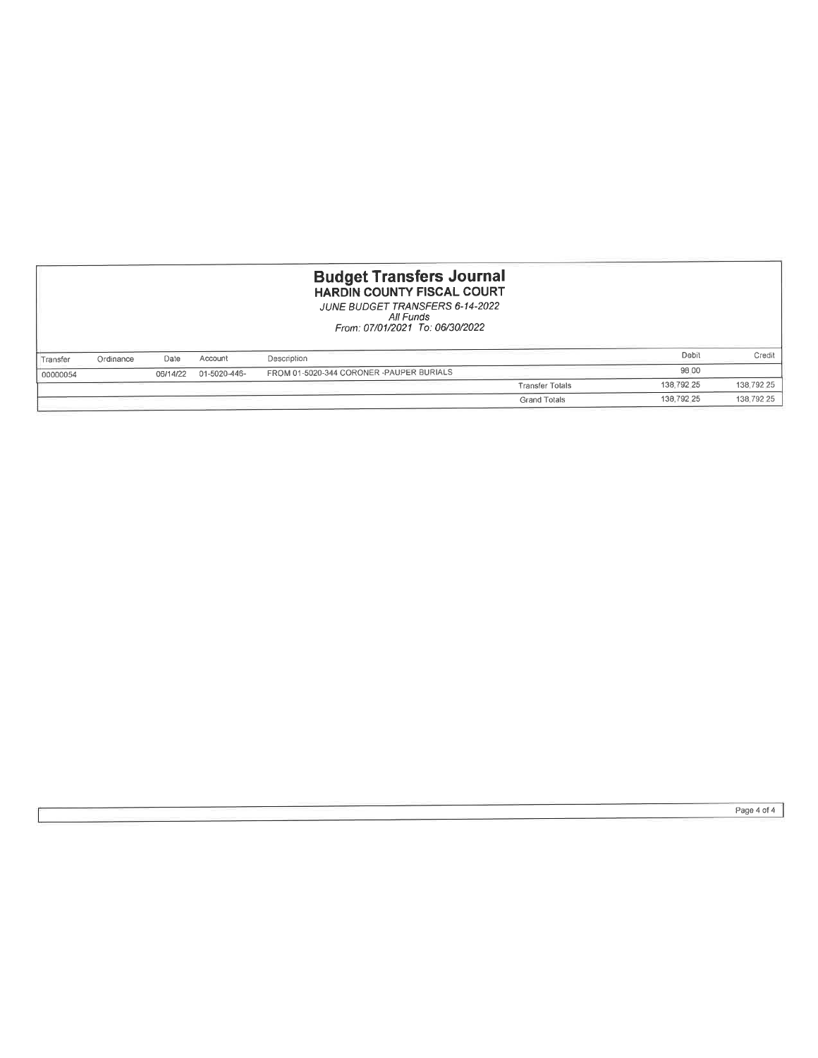# Budget Transfers Journal

## HARDIN COUNTY FISCAL COURT

*JUNE BUDGET TRANSFERS 6-14-2022*
*All Funds*
*From: 07/01/2021 To: 06/30/2022*

| Transfer | Ordinance | Date | Account | Description | | Debit | Credit |
|---|---|---|---|---|---|---|---|
| 00000054 | | 06/14/22 | 01-5020-446- | FROM 01-5020-344 CORONER -PAUPER BURIALS | | 98 00 | |
| | | | | | Transfer Totals | 138,792 25 | 138,792 25 |
| | | | | | Grand Totals | 138,792 25 | 138,792 25 |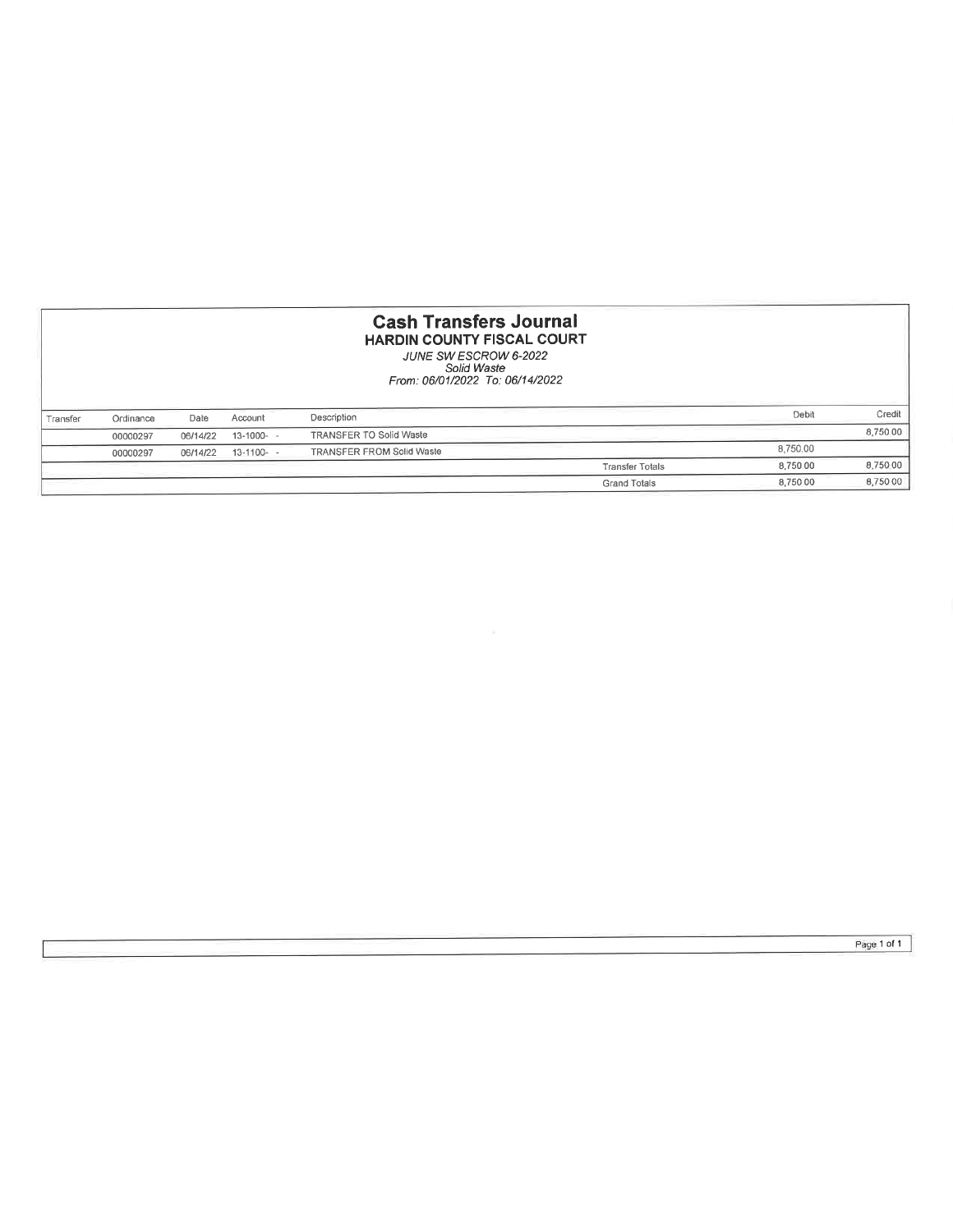# Cash Transfers Journal

## HARDIN COUNTY FISCAL COURT

*JUNE SW ESCROW 6-2022*
*Solid Waste*
*From: 06/01/2022 To: 06/14/2022*

| Transfer | Ordinance | Date | Account | Description | | Debit | Credit |
|---|---|---|---|---|---|---|---|
| | 00000297 | 06/14/22 | 13-1000- - | TRANSFER TO Solid Waste | | | 8,750.00 |
| | 00000297 | 06/14/22 | 13-1100- - | TRANSFER FROM Solid Waste | | 8,750.00 | |
| | | | | | Transfer Totals | 8,750.00 | 8,750.00 |
| | | | | | Grand Totals | 8,750.00 | 8,750.00 |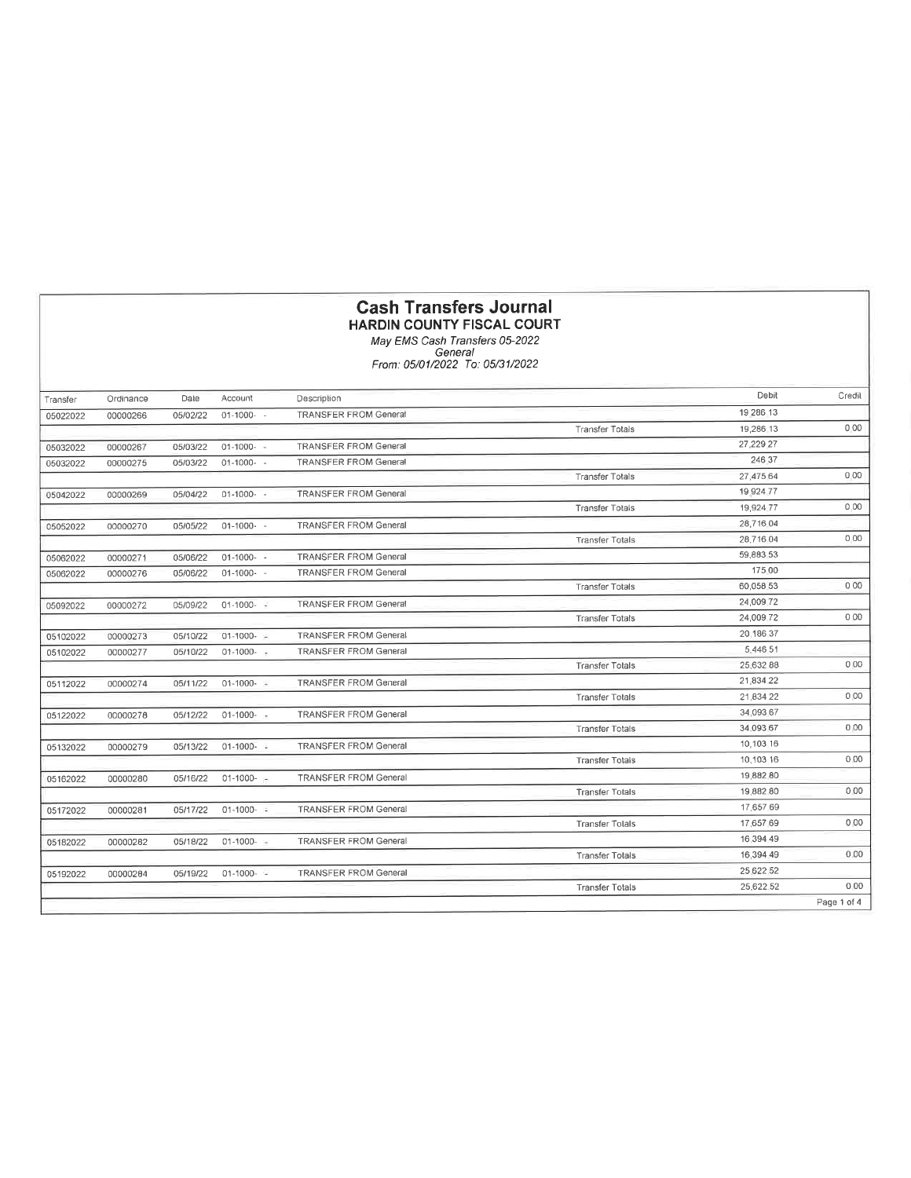# Cash Transfers Journal

## HARDIN COUNTY FISCAL COURT

*May EMS Cash Transfers 05-2022*
*General*
*From: 05/01/2022 To: 05/31/2022*

| Transfer | Ordinance | Date | Account | Description | | Debit | Credit |
|---|---|---|---|---|---|---|---|
| 05022022 | 00000266 | 05/02/22 | 01-1000- - | TRANSFER FROM General | | 19,286.13 | |
| | | | | | Transfer Totals | 19,286.13 | 0.00 |
| 05032022 | 00000267 | 05/03/22 | 01-1000- - | TRANSFER FROM General | | 27,229.27 | |
| 05032022 | 00000275 | 05/03/22 | 01-1000- - | TRANSFER FROM General | | 246.37 | |
| | | | | | Transfer Totals | 27,475.64 | 0.00 |
| 05042022 | 00000269 | 05/04/22 | 01-1000- - | TRANSFER FROM General | | 19,924.77 | |
| | | | | | Transfer Totals | 19,924.77 | 0.00 |
| 05052022 | 00000270 | 05/05/22 | 01-1000- - | TRANSFER FROM General | | 28,716.04 | |
| | | | | | Transfer Totals | 28,716.04 | 0.00 |
| 05062022 | 00000271 | 05/06/22 | 01-1000- - | TRANSFER FROM General | | 59,883.53 | |
| 05062022 | 00000276 | 05/06/22 | 01-1000- - | TRANSFER FROM General | | 175.00 | |
| | | | | | Transfer Totals | 60,058.53 | 0.00 |
| 05092022 | 00000272 | 05/09/22 | 01-1000- - | TRANSFER FROM General | | 24,009.72 | |
| | | | | | Transfer Totals | 24,009.72 | 0.00 |
| 05102022 | 00000273 | 05/10/22 | 01-1000- - | TRANSFER FROM General | | 20,186.37 | |
| 05102022 | 00000277 | 05/10/22 | 01-1000- - | TRANSFER FROM General | | 5,446.51 | |
| | | | | | Transfer Totals | 25,632.88 | 0.00 |
| 05112022 | 00000274 | 05/11/22 | 01-1000- - | TRANSFER FROM General | | 21,834.22 | |
| | | | | | Transfer Totals | 21,834.22 | 0.00 |
| 05122022 | 00000278 | 05/12/22 | 01-1000- - | TRANSFER FROM General | | 34,093.67 | |
| | | | | | Transfer Totals | 34,093.67 | 0.00 |
| 05132022 | 00000279 | 05/13/22 | 01-1000- - | TRANSFER FROM General | | 10,103.16 | |
| | | | | | Transfer Totals | 10,103.16 | 0.00 |
| 05162022 | 00000280 | 05/16/22 | 01-1000- - | TRANSFER FROM General | | 19,882.80 | |
| | | | | | Transfer Totals | 19,882.80 | 0.00 |
| 05172022 | 00000281 | 05/17/22 | 01-1000- - | TRANSFER FROM General | | 17,657.69 | |
| | | | | | Transfer Totals | 17,657.69 | 0.00 |
| 05182022 | 00000282 | 05/18/22 | 01-1000- - | TRANSFER FROM General | | 16,394.49 | |
| | | | | | Transfer Totals | 16,394.49 | 0.00 |
| 05192022 | 00000284 | 05/19/22 | 01-1000- - | TRANSFER FROM General | | 25,622.52 | |
| | | | | | Transfer Totals | 25,622.52 | 0.00 |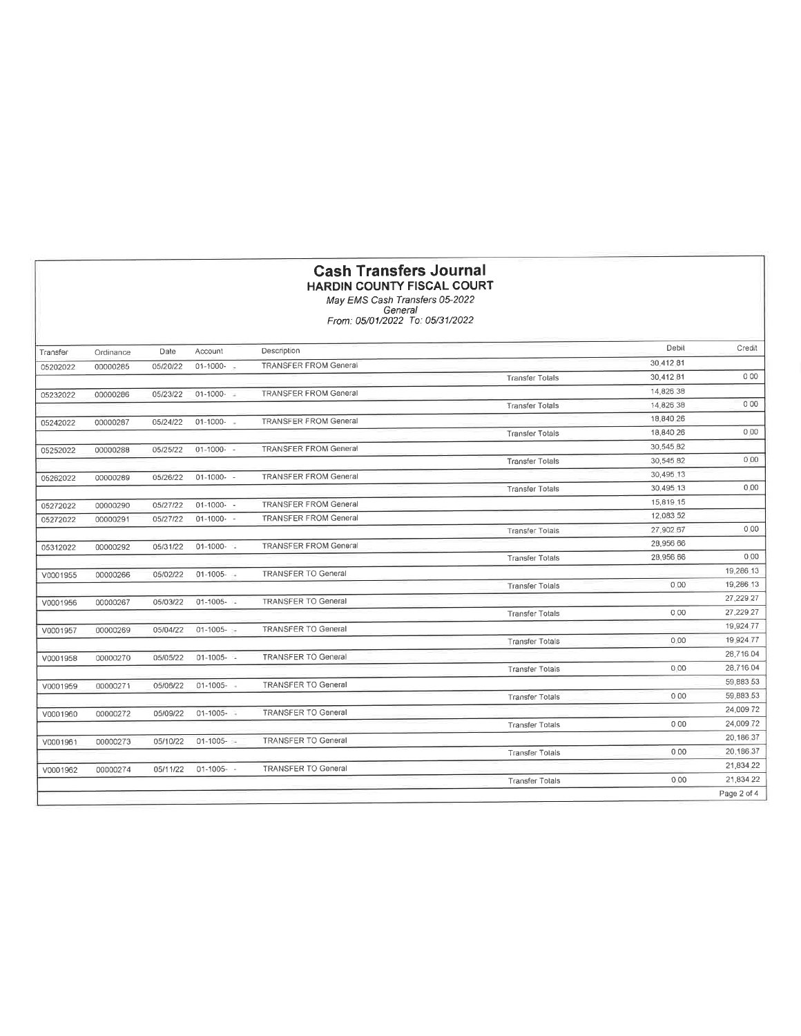# Cash Transfers Journal

## HARDIN COUNTY FISCAL COURT

*May EMS Cash Transfers 05-2022*
*General*
*From: 05/01/2022 To: 05/31/2022*

| Transfer | Ordinance | Date | Account | Description | | Debit | Credit |
|---|---|---|---|---|---|---|---|
| 05202022 | 00000285 | 05/20/22 | 01-1000- - | TRANSFER FROM General | | 30,412.81 | |
| | | | | | Transfer Totals | 30,412.81 | 0.00 |
| 05232022 | 00000286 | 05/23/22 | 01-1000- - | TRANSFER FROM General | | 14,826.38 | |
| | | | | | Transfer Totals | 14,826.38 | 0.00 |
| 05242022 | 00000287 | 05/24/22 | 01-1000- - | TRANSFER FROM General | | 18,840.26 | |
| | | | | | Transfer Totals | 18,840.26 | 0.00 |
| 05252022 | 00000288 | 05/25/22 | 01-1000- - | TRANSFER FROM General | | 30,545.82 | |
| | | | | | Transfer Totals | 30,545.82 | 0.00 |
| 05262022 | 00000289 | 05/26/22 | 01-1000- - | TRANSFER FROM General | | 30,495.13 | |
| | | | | | Transfer Totals | 30,495.13 | 0.00 |
| 05272022 | 00000290 | 05/27/22 | 01-1000- - | TRANSFER FROM General | | 15,819.15 | |
| 05272022 | 00000291 | 05/27/22 | 01-1000- - | TRANSFER FROM General | | 12,083.52 | |
| | | | | | Transfer Totals | 27,902.67 | 0.00 |
| 05312022 | 00000292 | 05/31/22 | 01-1000- - | TRANSFER FROM General | | 28,956.66 | |
| | | | | | Transfer Totals | 28,956.66 | 0.00 |
| V0001955 | 00000266 | 05/02/22 | 01-1005- - | TRANSFER TO General | | | 19,286.13 |
| | | | | | Transfer Totals | 0.00 | 19,286.13 |
| V0001956 | 00000267 | 05/03/22 | 01-1005- - | TRANSFER TO General | | | 27,229.27 |
| | | | | | Transfer Totals | 0.00 | 27,229.27 |
| V0001957 | 00000269 | 05/04/22 | 01-1005- - | TRANSFER TO General | | | 19,924.77 |
| | | | | | Transfer Totals | 0.00 | 19,924.77 |
| V0001958 | 00000270 | 05/05/22 | 01-1005- - | TRANSFER TO General | | | 28,716.04 |
| | | | | | Transfer Totals | 0.00 | 28,716.04 |
| V0001959 | 00000271 | 05/06/22 | 01-1005- - | TRANSFER TO General | | | 59,883.53 |
| | | | | | Transfer Totals | 0.00 | 59,883.53 |
| V0001960 | 00000272 | 05/09/22 | 01-1005- - | TRANSFER TO General | | | 24,009.72 |
| | | | | | Transfer Totals | 0.00 | 24,009.72 |
| V0001961 | 00000273 | 05/10/22 | 01-1005- - | TRANSFER TO General | | | 20,186.37 |
| | | | | | Transfer Totals | 0.00 | 20,186.37 |
| V0001962 | 00000274 | 05/11/22 | 01-1005- - | TRANSFER TO General | | | 21,834.22 |
| | | | | | Transfer Totals | 0.00 | 21,834.22 |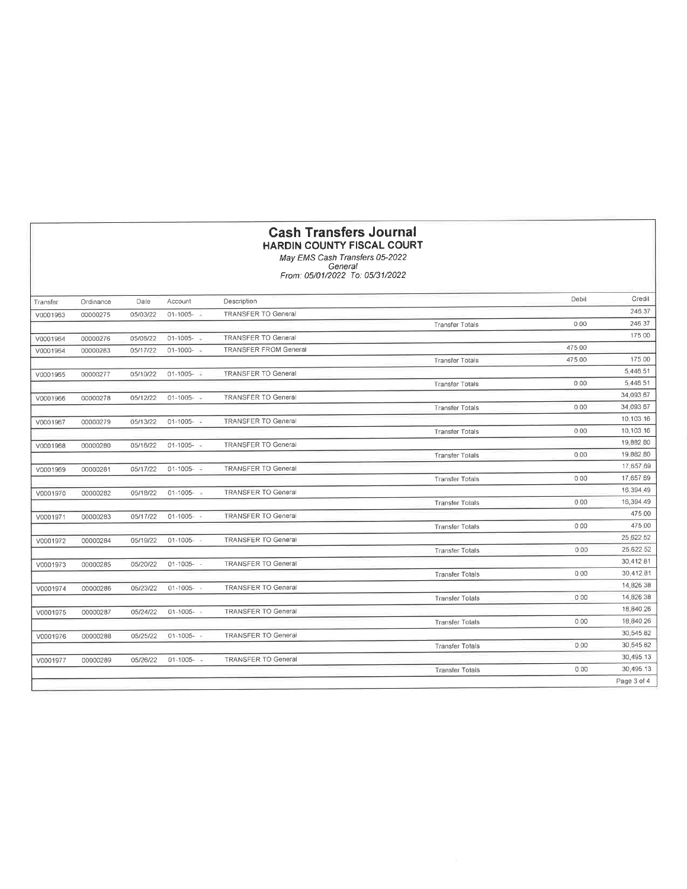# Cash Transfers Journal

## HARDIN COUNTY FISCAL COURT

*May EMS Cash Transfers 05-2022*
*General*
*From: 05/01/2022 To: 05/31/2022*

| Transfer | Ordinance | Date | Account | Description | | Debit | Credit |
|---|---|---|---|---|---|---|---|
| V0001963 | 00000275 | 05/03/22 | 01-1005- - | TRANSFER TO General | | | 246.37 |
| | | | | | Transfer Totals | 0.00 | 246.37 |
| V0001964 | 00000276 | 05/06/22 | 01-1005- - | TRANSFER TO General | | | 175.00 |
| V0001964 | 00000283 | 05/17/22 | 01-1000- - | TRANSFER FROM General | | 475.00 | |
| | | | | | Transfer Totals | 475.00 | 175.00 |
| V0001965 | 00000277 | 05/10/22 | 01-1005- - | TRANSFER TO General | | | 5,446.51 |
| | | | | | Transfer Totals | 0.00 | 5,446.51 |
| V0001966 | 00000278 | 05/12/22 | 01-1005- - | TRANSFER TO General | | | 34,093.67 |
| | | | | | Transfer Totals | 0.00 | 34,093.67 |
| V0001967 | 00000279 | 05/13/22 | 01-1005- - | TRANSFER TO General | | | 10,103.16 |
| | | | | | Transfer Totals | 0.00 | 10,103.16 |
| V0001968 | 00000280 | 05/16/22 | 01-1005- - | TRANSFER TO General | | | 19,882.80 |
| | | | | | Transfer Totals | 0.00 | 19,882.80 |
| V0001969 | 00000281 | 05/17/22 | 01-1005- - | TRANSFER TO General | | | 17,657.69 |
| | | | | | Transfer Totals | 0.00 | 17,657.69 |
| V0001970 | 00000282 | 05/18/22 | 01-1005- - | TRANSFER TO General | | | 16,394.49 |
| | | | | | Transfer Totals | 0.00 | 16,394.49 |
| V0001971 | 00000283 | 05/17/22 | 01-1005- - | TRANSFER TO General | | | 475.00 |
| | | | | | Transfer Totals | 0.00 | 475.00 |
| V0001972 | 00000284 | 05/19/22 | 01-1005- - | TRANSFER TO General | | | 25,622.52 |
| | | | | | Transfer Totals | 0.00 | 25,622.52 |
| V0001973 | 00000285 | 05/20/22 | 01-1005- - | TRANSFER TO General | | | 30,412.81 |
| | | | | | Transfer Totals | 0.00 | 30,412.81 |
| V0001974 | 00000286 | 05/23/22 | 01-1005- - | TRANSFER TO General | | | 14,826.38 |
| | | | | | Transfer Totals | 0.00 | 14,826.38 |
| V0001975 | 00000287 | 05/24/22 | 01-1005- - | TRANSFER TO General | | | 18,840.26 |
| | | | | | Transfer Totals | 0.00 | 18,840.26 |
| V0001976 | 00000288 | 05/25/22 | 01-1005- - | TRANSFER TO General | | | 30,545.82 |
| | | | | | Transfer Totals | 0.00 | 30,545.82 |
| V0001977 | 00000289 | 05/26/22 | 01-1005- - | TRANSFER TO General | | | 30,495.13 |
| | | | | | Transfer Totals | 0.00 | 30,495.13 |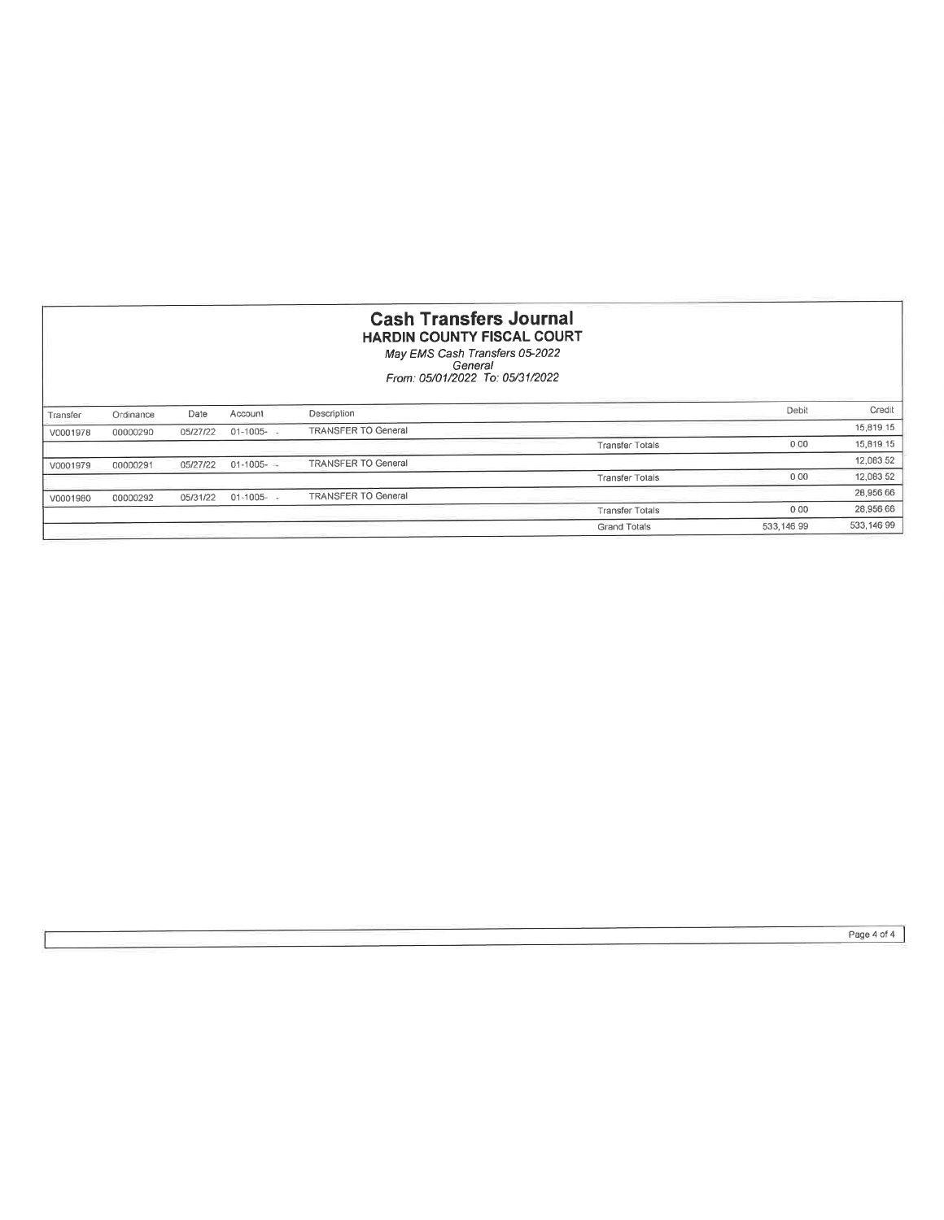# Cash Transfers Journal

## HARDIN COUNTY FISCAL COURT

*May EMS Cash Transfers 05-2022*
*General*
*From: 05/01/2022 To: 05/31/2022*

| Transfer | Ordinance | Date | Account | Description | | Debit | Credit |
|---|---|---|---|---|---|---|---|
| V0001978 | 00000290 | 05/27/22 | 01-1005- - | TRANSFER TO General | | | 15,819.15 |
| | | | | | Transfer Totals | 0.00 | 15,819.15 |
| V0001979 | 00000291 | 05/27/22 | 01-1005- - | TRANSFER TO General | | | 12,083.52 |
| | | | | | Transfer Totals | 0.00 | 12,083.52 |
| V0001980 | 00000292 | 05/31/22 | 01-1005- - | TRANSFER TO General | | | 28,956.66 |
| | | | | | Transfer Totals | 0.00 | 28,956.66 |
| | | | | | Grand Totals | 533,146.99 | 533,146.99 |